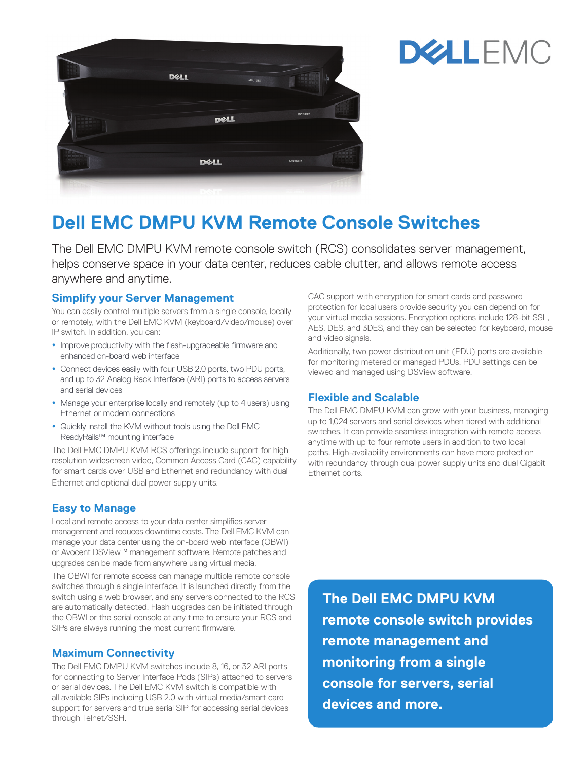# Dell EMC DMPU KVM Remote Console Switches

The Dell EMC DMPU KVM remote console switch (RCS) consolidates server management, helps conserve space in your data center, reduces cable clutter, and allows remote access anywhere and anytime.

## Simplify your Server Management

You can easily control multiple servers from a single console, locally or remotely, with the Dell EMC KVM (keyboard/video/mouse) over IP switch. In addition, you can:

- Improve productivity with the flash-upgradeable firmware and enhanced on-board web interface
- Connect devices easily with four USB 2.0 ports, two PDU ports, and up to 32 Analog Rack Interface (ARI) ports to access servers and serial devices
- Manage your enterprise locally and remotely (up to 4 users) using Ethernet or modem connections
- Quickly install the KVM without tools using the Dell EMC ReadyRails™ mounting interface

The Dell EMC DMPU KVM RCS offerings include support for high resolution widescreen video, Common Access Card (CAC) capability for smart cards over USB and Ethernet and redundancy with dual Ethernet and optional dual power supply units.

CAC support with encryption for smart cards and password protection for local users provide security you can depend on for your virtual media sessions. Encryption options include 128-bit SSL, AES, DES, and 3DES, and they can be selected for keyboard, mouse and video signals.

Additionally, two power distribution unit (PDU) ports are available for monitoring metered or managed PDUs. PDU settings can be viewed and managed using DSView software.

## Flexible and Scalable

The Dell EMC DMPU KVM can grow with your business, managing up to 1,024 servers and serial devices when tiered with additional switches. It can provide seamless integration with remote access anytime with up to four remote users in addition to two local paths. High-availability environments can have more protection with redundancy through dual power supply units and dual Gigabit Ethernet ports.

## Easy to Manage

Local and remote access to your data center simplifies server management and reduces downtime costs. The Dell EMC KVM can manage your data center using the on-board web interface (OBWI) or Avocent DSView™ management software. Remote patches and upgrades can be made from anywhere using virtual media.

The OBWI for remote access can manage multiple remote console switches through a single interface. It is launched directly from the switch using a web browser, and any servers connected to the RCS are automatically detected. Flash upgrades can be initiated through the OBWI or the serial console at any time to ensure your RCS and SIPs are always running the most current firmware.

## Maximum Connectivity

The Dell EMC DMPU KVM switches include 8, 16, or 32 ARI ports for connecting to Server Interface Pods (SIPs) attached to servers or serial devices. The Dell EMC KVM switch is compatible with all available SIPs including USB 2.0 with virtual media/smart card support for servers and true serial SIP for accessing serial devices through Telnet/SSH.

**The Dell EMC DMPU KVM remote console switch provides remote management and monitoring from a single console for servers, serial devices and more.**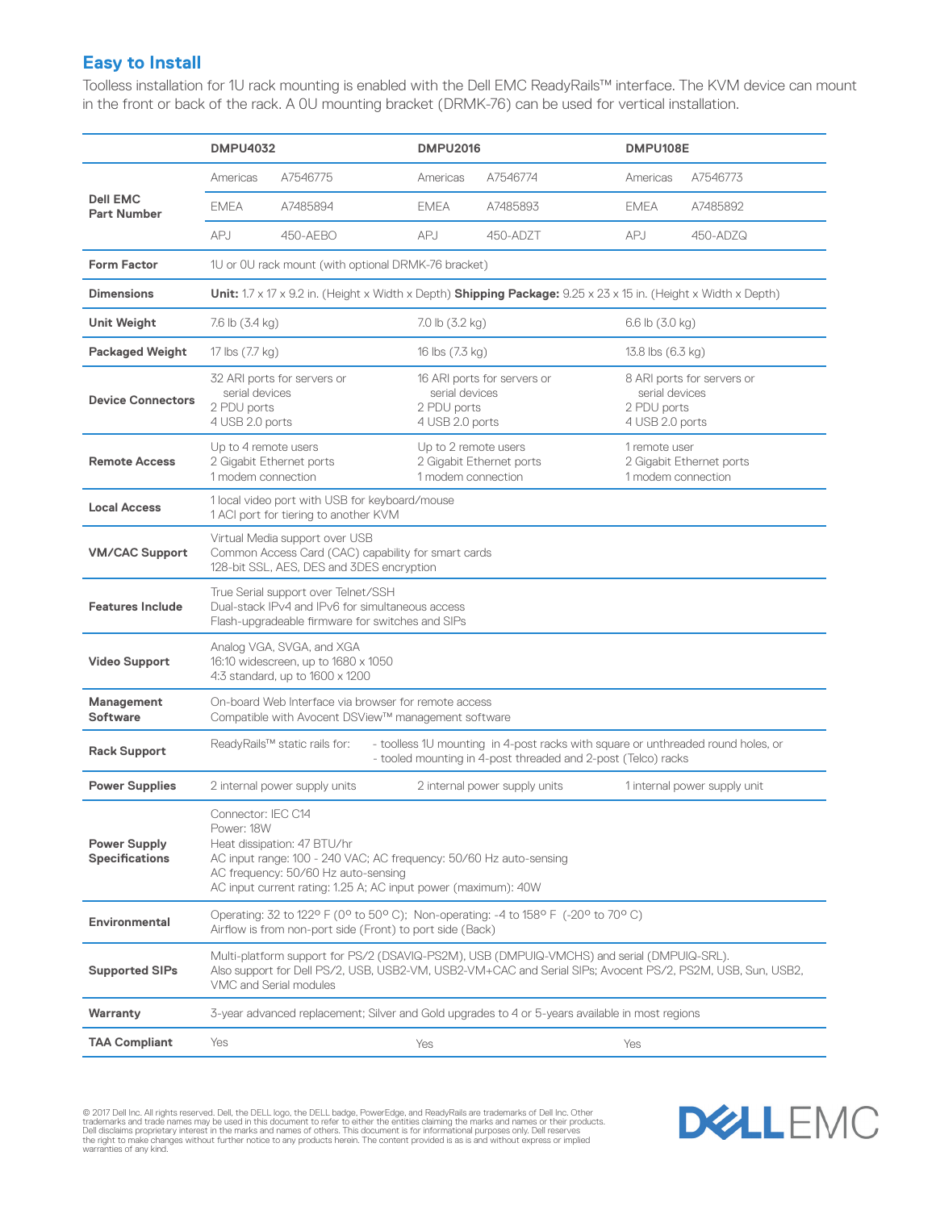## Easy to Install

Toolless installation for 1U rack mounting is enabled with the Dell EMC ReadyRails™ interface. The KVM device can mount in the front or back of the rack. A 0U mounting bracket (DRMK-76) can be used for vertical installation.

| | DMPU4032 | DMPU2016 | DMPU108E |
|---|---|---|---|
| **Dell EMC Part Number** | Americas A7546775 | Americas A7546774 | Americas A7546773 |
| | EMEA A7485894 | EMEA A7485893 | EMEA A7485892 |
| | APJ 450-AEBO | APJ 450-ADZT | APJ 450-ADZQ |
| **Form Factor** | 1U or 0U rack mount (with optional DRMK-76 bracket) | | |
| **Dimensions** | **Unit:** 1.7 x 17 x 9.2 in. (Height x Width x Depth) **Shipping Package:** 9.25 x 23 x 15 in. (Height x Width x Depth) | | |
| **Unit Weight** | 7.6 lb (3.4 kg) | 7.0 lb (3.2 kg) | 6.6 lb (3.0 kg) |
| **Packaged Weight** | 17 lbs (7.7 kg) | 16 lbs (7.3 kg) | 13.8 lbs (6.3 kg) |
| **Device Connectors** | 32 ARI ports for servers or serial devices<br>2 PDU ports<br>4 USB 2.0 ports | 16 ARI ports for servers or serial devices<br>2 PDU ports<br>4 USB 2.0 ports | 8 ARI ports for servers or serial devices<br>2 PDU ports<br>4 USB 2.0 ports |
| **Remote Access** | Up to 4 remote users<br>2 Gigabit Ethernet ports<br>1 modem connection | Up to 2 remote users<br>2 Gigabit Ethernet ports<br>1 modem connection | 1 remote user<br>2 Gigabit Ethernet ports<br>1 modem connection |
| **Local Access** | 1 local video port with USB for keyboard/mouse<br>1 ACI port for tiering to another KVM | | |
| **VM/CAC Support** | Virtual Media support over USB<br>Common Access Card (CAC) capability for smart cards<br>128-bit SSL, AES, DES and 3DES encryption | | |
| **Features Include** | True Serial support over Telnet/SSH<br>Dual-stack IPv4 and IPv6 for simultaneous access<br>Flash-upgradeable firmware for switches and SIPs | | |
| **Video Support** | Analog VGA, SVGA, and XGA<br>16:10 widescreen, up to 1680 x 1050<br>4:3 standard, up to 1600 x 1200 | | |
| **Management Software** | On-board Web Interface via browser for remote access<br>Compatible with Avocent DSView™ management software | | |
| **Rack Support** | ReadyRails™ static rails for: - toolless 1U mounting in 4-post racks with square or unthreaded round holes, or - tooled mounting in 4-post threaded and 2-post (Telco) racks | | |
| **Power Supplies** | 2 internal power supply units | 2 internal power supply units | 1 internal power supply unit |
| **Power Supply Specifications** | Connector: IEC C14<br>Power: 18W<br>Heat dissipation: 47 BTU/hr<br>AC input range: 100 - 240 VAC; AC frequency: 50/60 Hz auto-sensing<br>AC frequency: 50/60 Hz auto-sensing<br>AC input current rating: 1.25 A; AC input power (maximum): 40W | | |
| **Environmental** | Operating: 32 to 122° F (0° to 50° C); Non-operating: -4 to 158° F (-20° to 70° C)<br>Airflow is from non-port side (Front) to port side (Back) | | |
| **Supported SIPs** | Multi-platform support for PS/2 (DSAVIQ-PS2M), USB (DMPUIQ-VMCHS) and serial (DMPUIQ-SRL).<br>Also support for Dell PS/2, USB, USB2-VM, USB2-VM+CAC and Serial SIPs; Avocent PS/2, PS2M, USB, Sun, USB2, VMC and Serial modules | | |
| **Warranty** | 3-year advanced replacement; Silver and Gold upgrades to 4 or 5-years available in most regions | | |
| **TAA Compliant** | Yes | Yes | Yes |

© 2017 Dell Inc. All rights reserved. Dell, the DELL logo, the DELL badge, PowerEdge, and ReadyRails are trademarks of Dell Inc. Other trademarks and trade names may be used in this document to refer to either the entities claiming the marks and names or their products. Dell disclaims proprietary interest in the marks and names of others. This document is for informational purposes only. Dell reserves the right to make changes without further notice to any products herein. The content provided is as is and without express or implied warranties of any kind.

DELL EMC